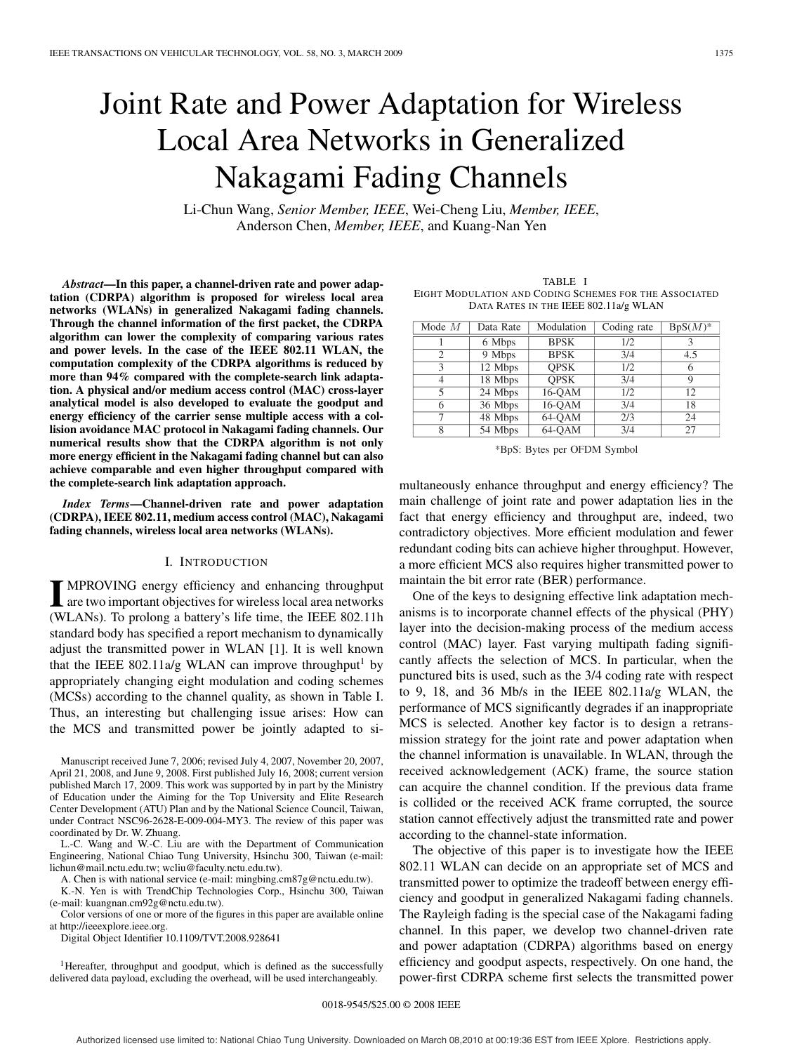# Joint Rate and Power Adaptation for Wireless Local Area Networks in Generalized Nakagami Fading Channels

Li-Chun Wang, *Senior Member, IEEE*, Wei-Cheng Liu, *Member, IEEE*, Anderson Chen, *Member, IEEE*, and Kuang-Nan Yen

***Abstract*—In this paper, a channel-driven rate and power adaptation (CDRPA) algorithm is proposed for wireless local area networks (WLANs) in generalized Nakagami fading channels. Through the channel information of the first packet, the CDRPA algorithm can lower the complexity of comparing various rates and power levels. In the case of the IEEE 802.11 WLAN, the computation complexity of the CDRPA algorithms is reduced by more than 94% compared with the complete-search link adaptation. A physical and/or medium access control (MAC) cross-layer analytical model is also developed to evaluate the goodput and energy efficiency of the carrier sense multiple access with a collision avoidance MAC protocol in Nakagami fading channels. Our numerical results show that the CDRPA algorithm is not only more energy efficient in the Nakagami fading channel but can also achieve comparable and even higher throughput compared with the complete-search link adaptation approach.**

***Index Terms*—Channel-driven rate and power adaptation (CDRPA), IEEE 802.11, medium access control (MAC), Nakagami fading channels, wireless local area networks (WLANs).**

## I. Introduction

Improving energy efficiency and enhancing throughput are two important objectives for wireless local area networks (WLANs). To prolong a battery's life time, the IEEE 802.11h standard body has specified a report mechanism to dynamically adjust the transmitted power in WLAN [1]. It is well known that the IEEE 802.11a/g WLAN can improve throughput[1] by appropriately changing eight modulation and coding schemes (MCSs) according to the channel quality, as shown in Table I. Thus, an interesting but challenging issue arises: How can the MCS and transmitted power be jointly adapted to simultaneously enhance throughput and energy efficiency? The main challenge of joint rate and power adaptation lies in the fact that energy efficiency and throughput are, indeed, two contradictory objectives. More efficient modulation and fewer redundant coding bits can achieve higher throughput. However, a more efficient MCS also requires higher transmitted power to maintain the bit error rate (BER) performance.

TABLE I
Eight Modulation and Coding Schemes for the Associated Data Rates in the IEEE 802.11a/g WLAN

| Mode $M$ | Data Rate | Modulation | Coding rate | BpS($M$)* |
|---|---|---|---|---|
| 1 | 6 Mbps | BPSK | 1/2 | 3 |
| 2 | 9 Mbps | BPSK | 3/4 | 4.5 |
| 3 | 12 Mbps | QPSK | 1/2 | 6 |
| 4 | 18 Mbps | QPSK | 3/4 | 9 |
| 5 | 24 Mbps | 16-QAM | 1/2 | 12 |
| 6 | 36 Mbps | 16-QAM | 3/4 | 18 |
| 7 | 48 Mbps | 64-QAM | 2/3 | 24 |
| 8 | 54 Mbps | 64-QAM | 3/4 | 27 |

*BpS: Bytes per OFDM Symbol

One of the keys to designing effective link adaptation mechanisms is to incorporate channel effects of the physical (PHY) layer into the decision-making process of the medium access control (MAC) layer. Fast varying multipath fading significantly affects the selection of MCS. In particular, when the punctured bits is used, such as the 3/4 coding rate with respect to 9, 18, and 36 Mb/s in the IEEE 802.11a/g WLAN, the performance of MCS significantly degrades if an inappropriate MCS is selected. Another key factor is to design a retransmission strategy for the joint rate and power adaptation when the channel information is unavailable. In WLAN, through the received acknowledgement (ACK) frame, the source station can acquire the channel condition. If the previous data frame is collided or the received ACK frame corrupted, the source station cannot effectively adjust the transmitted rate and power according to the channel-state information.

The objective of this paper is to investigate how the IEEE 802.11 WLAN can decide on an appropriate set of MCS and transmitted power to optimize the tradeoff between energy efficiency and goodput in generalized Nakagami fading channels. The Rayleigh fading is the special case of the Nakagami fading channel. In this paper, we develop two channel-driven rate and power adaptation (CDRPA) algorithms based on energy efficiency and goodput aspects, respectively. On one hand, the power-first CDRPA scheme first selects the transmitted power

---

Manuscript received June 7, 2006; revised July 4, 2007, November 20, 2007, April 21, 2008, and June 9, 2008. First published July 16, 2008; current version published March 17, 2009. This work was supported by in part by the Ministry of Education under the Aiming for the Top University and Elite Research Center Development (ATU) Plan and by the National Science Council, Taiwan, under Contract NSC96-2628-E-009-004-MY3. The review of this paper was coordinated by Dr. W. Zhuang.

L.-C. Wang and W.-C. Liu are with the Department of Communication Engineering, National Chiao Tung University, Hsinchu 300, Taiwan (e-mail: lichun@mail.nctu.edu.tw; wcliu@faculty.nctu.edu.tw).

A. Chen is with national service (e-mail: mingbing.cm87g@nctu.edu.tw).

K.-N. Yen is with TrendChip Technologies Corp., Hsinchu 300, Taiwan (e-mail: kuangnan.cm92g@nctu.edu.tw).

Color versions of one or more of the figures in this paper are available online at http://ieeexplore.ieee.org.

Digital Object Identifier 10.1109/TVT.2008.928641

[1]Hereafter, throughput and goodput, which is defined as the successfully delivered data payload, excluding the overhead, will be used interchangeably.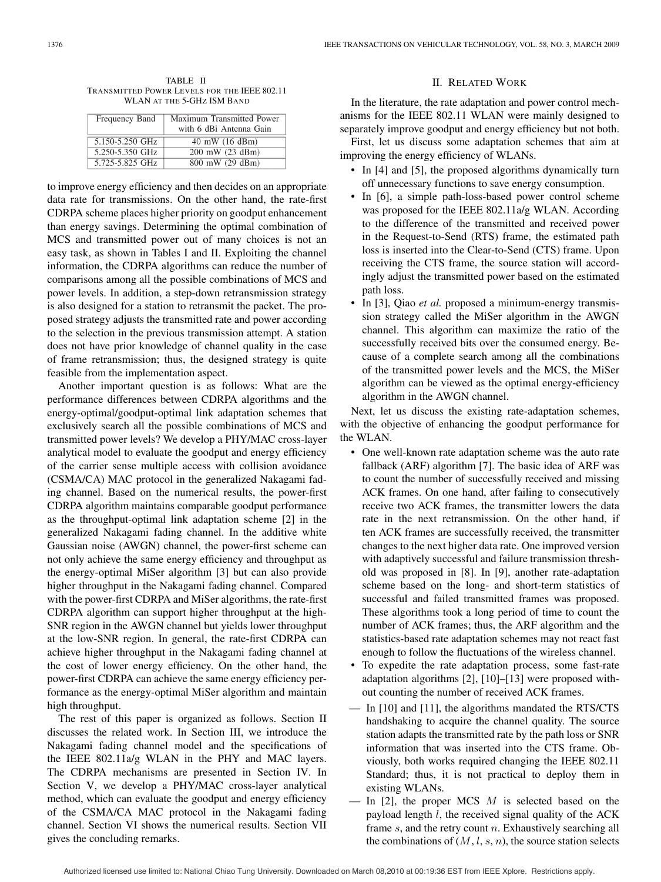TABLE II
TRANSMITTED POWER LEVELS FOR THE IEEE 802.11 WLAN AT THE 5-GHZ ISM BAND

| Frequency Band | Maximum Transmitted Power with 6 dBi Antenna Gain |
|---|---|
| 5.150-5.250 GHz | 40 mW (16 dBm) |
| 5.250-5.350 GHz | 200 mW (23 dBm) |
| 5.725-5.825 GHz | 800 mW (29 dBm) |

to improve energy efficiency and then decides on an appropriate data rate for transmissions. On the other hand, the rate-first CDRPA scheme places higher priority on goodput enhancement than energy savings. Determining the optimal combination of MCS and transmitted power out of many choices is not an easy task, as shown in Tables I and II. Exploiting the channel information, the CDRPA algorithms can reduce the number of comparisons among all the possible combinations of MCS and power levels. In addition, a step-down retransmission strategy is also designed for a station to retransmit the packet. The proposed strategy adjusts the transmitted rate and power according to the selection in the previous transmission attempt. A station does not have prior knowledge of channel quality in the case of frame retransmission; thus, the designed strategy is quite feasible from the implementation aspect.

Another important question is as follows: What are the performance differences between CDRPA algorithms and the energy-optimal/goodput-optimal link adaptation schemes that exclusively search all the possible combinations of MCS and transmitted power levels? We develop a PHY/MAC cross-layer analytical model to evaluate the goodput and energy efficiency of the carrier sense multiple access with collision avoidance (CSMA/CA) MAC protocol in the generalized Nakagami fading channel. Based on the numerical results, the power-first CDRPA algorithm maintains comparable goodput performance as the throughput-optimal link adaptation scheme [2] in the generalized Nakagami fading channel. In the additive white Gaussian noise (AWGN) channel, the power-first scheme can not only achieve the same energy efficiency and throughput as the energy-optimal MiSer algorithm [3] but can also provide higher throughput in the Nakagami fading channel. Compared with the power-first CDRPA and MiSer algorithms, the rate-first CDRPA algorithm can support higher throughput at the high-SNR region in the AWGN channel but yields lower throughput at the low-SNR region. In general, the rate-first CDRPA can achieve higher throughput in the Nakagami fading channel at the cost of lower energy efficiency. On the other hand, the power-first CDRPA can achieve the same energy efficiency performance as the energy-optimal MiSer algorithm and maintain high throughput.

The rest of this paper is organized as follows. Section II discusses the related work. In Section III, we introduce the Nakagami fading channel model and the specifications of the IEEE 802.11a/g WLAN in the PHY and MAC layers. The CDRPA mechanisms are presented in Section IV. In Section V, we develop a PHY/MAC cross-layer analytical method, which can evaluate the goodput and energy efficiency of the CSMA/CA MAC protocol in the Nakagami fading channel. Section VI shows the numerical results. Section VII gives the concluding remarks.

## II. RELATED WORK

In the literature, the rate adaptation and power control mechanisms for the IEEE 802.11 WLAN were mainly designed to separately improve goodput and energy efficiency but not both.

First, let us discuss some adaptation schemes that aim at improving the energy efficiency of WLANs.

- In [4] and [5], the proposed algorithms dynamically turn off unnecessary functions to save energy consumption.
- In [6], a simple path-loss-based power control scheme was proposed for the IEEE 802.11a/g WLAN. According to the difference of the transmitted and received power in the Request-to-Send (RTS) frame, the estimated path loss is inserted into the Clear-to-Send (CTS) frame. Upon receiving the CTS frame, the source station will accordingly adjust the transmitted power based on the estimated path loss.
- In [3], Qiao *et al.* proposed a minimum-energy transmission strategy called the MiSer algorithm in the AWGN channel. This algorithm can maximize the ratio of the successfully received bits over the consumed energy. Because of a complete search among all the combinations of the transmitted power levels and the MCS, the MiSer algorithm can be viewed as the optimal energy-efficiency algorithm in the AWGN channel.

Next, let us discuss the existing rate-adaptation schemes, with the objective of enhancing the goodput performance for the WLAN.

- One well-known rate adaptation scheme was the auto rate fallback (ARF) algorithm [7]. The basic idea of ARF was to count the number of successfully received and missing ACK frames. On one hand, after failing to consecutively receive two ACK frames, the transmitter lowers the data rate in the next retransmission. On the other hand, if ten ACK frames are successfully received, the transmitter changes to the next higher data rate. One improved version with adaptively successful and failure transmission threshold was proposed in [8]. In [9], another rate-adaptation scheme based on the long- and short-term statistics of successful and failed transmitted frames was proposed. These algorithms took a long period of time to count the number of ACK frames; thus, the ARF algorithm and the statistics-based rate adaptation schemes may not react fast enough to follow the fluctuations of the wireless channel.
- To expedite the rate adaptation process, some fast-rate adaptation algorithms [2], [10]–[13] were proposed without counting the number of received ACK frames.
  - — In [10] and [11], the algorithms mandated the RTS/CTS handshaking to acquire the channel quality. The source station adapts the transmitted rate by the path loss or SNR information that was inserted into the CTS frame. Obviously, both works required changing the IEEE 802.11 Standard; thus, it is not practical to deploy them in existing WLANs.
  - — In [2], the proper MCS $M$ is selected based on the payload length $l$, the received signal quality of the ACK frame $s$, and the retry count $n$. Exhaustively searching all the combinations of $(M, l, s, n)$, the source station selects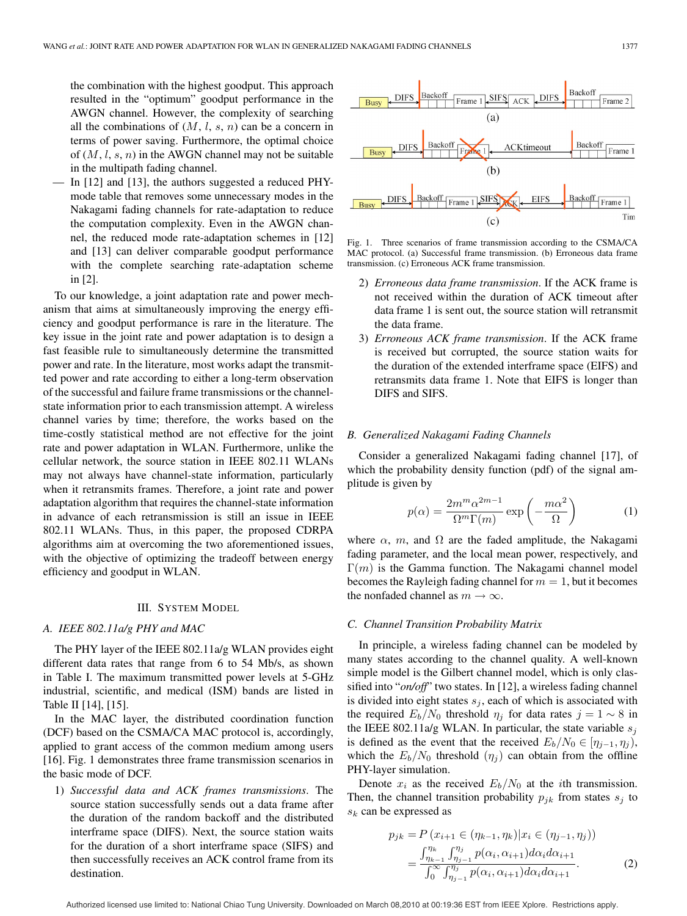the combination with the highest goodput. This approach resulted in the "optimum" goodput performance in the AWGN channel. However, the complexity of searching all the combinations of ($M$, $l$, $s$, $n$) can be a concern in terms of power saving. Furthermore, the optimal choice of ($M$, $l$, $s$, $n$) in the AWGN channel may not be suitable in the multipath fading channel.

— In [12] and [13], the authors suggested a reduced PHY-mode table that removes some unnecessary modes in the Nakagami fading channels for rate-adaptation to reduce the computation complexity. Even in the AWGN channel, the reduced mode rate-adaptation schemes in [12] and [13] can deliver comparable goodput performance with the complete searching rate-adaptation scheme in [2].

To our knowledge, a joint adaptation rate and power mechanism that aims at simultaneously improving the energy efficiency and goodput performance is rare in the literature. The key issue in the joint rate and power adaptation is to design a fast feasible rule to simultaneously determine the transmitted power and rate. In the literature, most works adapt the transmitted power and rate according to either a long-term observation of the successful and failure frame transmissions or the channel-state information prior to each transmission attempt. A wireless channel varies by time; therefore, the works based on the time-costly statistical method are not effective for the joint rate and power adaptation in WLAN. Furthermore, unlike the cellular network, the source station in IEEE 802.11 WLANs may not always have channel-state information, particularly when it retransmits frames. Therefore, a joint rate and power adaptation algorithm that requires the channel-state information in advance of each retransmission is still an issue in IEEE 802.11 WLANs. Thus, in this paper, the proposed CDRPA algorithms aim at overcoming the two aforementioned issues, with the objective of optimizing the tradeoff between energy efficiency and goodput in WLAN.

## III. System Model

### A. IEEE 802.11a/g PHY and MAC

The PHY layer of the IEEE 802.11a/g WLAN provides eight different data rates that range from 6 to 54 Mb/s, as shown in Table I. The maximum transmitted power levels at 5-GHz industrial, scientific, and medical (ISM) bands are listed in Table II [14], [15].

In the MAC layer, the distributed coordination function (DCF) based on the CSMA/CA MAC protocol is, accordingly, applied to grant access of the common medium among users [16]. Fig. 1 demonstrates three frame transmission scenarios in the basic mode of DCF.

1) *Successful data and ACK frames transmissions*. The source station successfully sends out a data frame after the duration of the random backoff and the distributed interframe space (DIFS). Next, the source station waits for the duration of a short interframe space (SIFS) and then successfully receives an ACK control frame from its destination.

Fig. 1. Three scenarios of frame transmission according to the CSMA/CA MAC protocol. (a) Successful frame transmission. (b) Erroneous data frame transmission. (c) Erroneous ACK frame transmission.

2) *Erroneous data frame transmission*. If the ACK frame is not received within the duration of ACK timeout after data frame 1 is sent out, the source station will retransmit the data frame.
3) *Erroneous ACK frame transmission*. If the ACK frame is received but corrupted, the source station waits for the duration of the extended interframe space (EIFS) and retransmits data frame 1. Note that EIFS is longer than DIFS and SIFS.

### B. Generalized Nakagami Fading Channels

Consider a generalized Nakagami fading channel [17], of which the probability density function (pdf) of the signal amplitude is given by

$$p(\alpha) = \frac{2m^m \alpha^{2m-1}}{\Omega^m \Gamma(m)} \exp\left(-\frac{m\alpha^2}{\Omega}\right) \tag{1}$$

where $\alpha$, $m$, and $\Omega$ are the faded amplitude, the Nakagami fading parameter, and the local mean power, respectively, and $\Gamma(m)$ is the Gamma function. The Nakagami channel model becomes the Rayleigh fading channel for $m = 1$, but it becomes the nonfaded channel as $m \to \infty$.

### C. Channel Transition Probability Matrix

In principle, a wireless fading channel can be modeled by many states according to the channel quality. A well-known simple model is the Gilbert channel model, which is only classified into "*on/off*" two states. In [12], a wireless fading channel is divided into eight states $s_j$, each of which is associated with the required $E_b/N_0$ threshold $\eta_j$ for data rates $j = 1 \sim 8$ in the IEEE 802.11a/g WLAN. In particular, the state variable $s_j$ is defined as the event that the received $E_b/N_0 \in [\eta_{j-1}, \eta_j)$, which the $E_b/N_0$ threshold ($\eta_j$) can obtain from the offline PHY-layer simulation.

Denote $x_i$ as the received $E_b/N_0$ at the $i$th transmission. Then, the channel transition probability $p_{jk}$ from states $s_j$ to $s_k$ can be expressed as

$$\begin{aligned} p_{jk} &= P\left(x_{i+1} \in (\eta_{k-1}, \eta_k) | x_i \in (\eta_{j-1}, \eta_j)\right) \\ &= \frac{\int_{\eta_{k-1}}^{\eta_k} \int_{\eta_{j-1}}^{\eta_j} p(\alpha_i, \alpha_{i+1}) d\alpha_i d\alpha_{i+1}}{\int_0^\infty \int_{\eta_{j-1}}^{\eta_j} p(\alpha_i, \alpha_{i+1}) d\alpha_i d\alpha_{i+1}}. \end{aligned} \tag{2}$$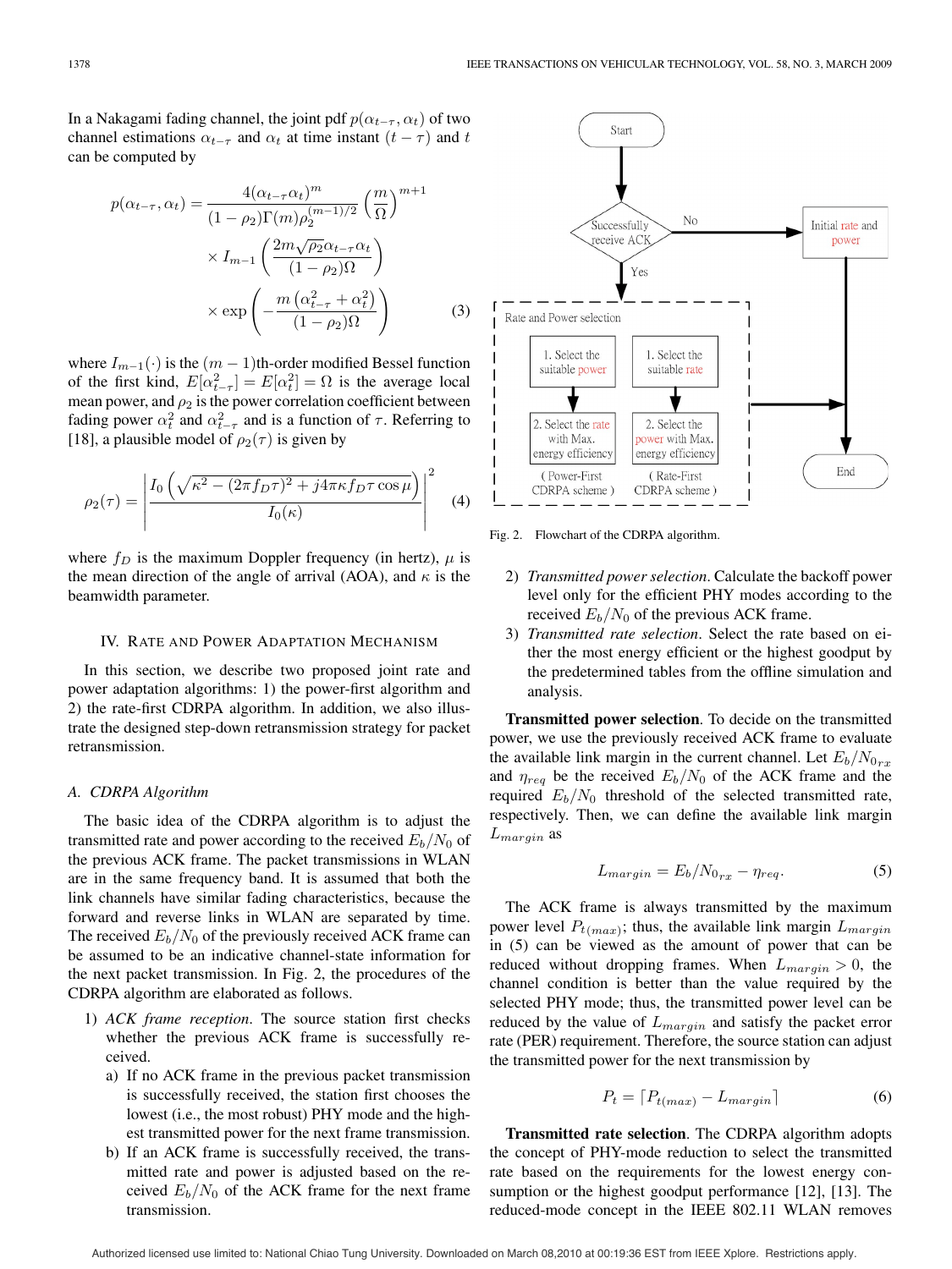In a Nakagami fading channel, the joint pdf $p(\alpha_{t-\tau}, \alpha_t)$ of two channel estimations $\alpha_{t-\tau}$ and $\alpha_t$ at time instant $(t-\tau)$ and $t$ can be computed by

$$p(\alpha_{t-\tau}, \alpha_t) = \frac{4(\alpha_{t-\tau}\alpha_t)^m}{(1-\rho_2)\Gamma(m)\rho_2^{(m-1)/2}} \left(\frac{m}{\Omega}\right)^{m+1} \times I_{m-1}\left(\frac{2m\sqrt{\rho_2}\alpha_{t-\tau}\alpha_t}{(1-\rho_2)\Omega}\right) \times \exp\left(-\frac{m\left(\alpha_{t-\tau}^2 + \alpha_t^2\right)}{(1-\rho_2)\Omega}\right) \tag{3}$$

where $I_{m-1}(\cdot)$ is the $(m-1)$th-order modified Bessel function of the first kind, $E[\alpha_{t-\tau}^2] = E[\alpha_t^2] = \Omega$ is the average local mean power, and $\rho_2$ is the power correlation coefficient between fading power $\alpha_t^2$ and $\alpha_{t-\tau}^2$ and is a function of $\tau$. Referring to [18], a plausible model of $\rho_2(\tau)$ is given by

$$\rho_2(\tau) = \left| \frac{I_0\left(\sqrt{\kappa^2 - (2\pi f_D \tau)^2 + j4\pi\kappa f_D \tau \cos\mu}\right)}{I_0(\kappa)} \right|^2 \tag{4}$$

where $f_D$ is the maximum Doppler frequency (in hertz), $\mu$ is the mean direction of the angle of arrival (AOA), and $\kappa$ is the beamwidth parameter.

## IV. Rate and Power Adaptation Mechanism

In this section, we describe two proposed joint rate and power adaptation algorithms: 1) the power-first algorithm and 2) the rate-first CDRPA algorithm. In addition, we also illustrate the designed step-down retransmission strategy for packet retransmission.

### *A. CDRPA Algorithm*

The basic idea of the CDRPA algorithm is to adjust the transmitted rate and power according to the received $E_b/N_0$ of the previous ACK frame. The packet transmissions in WLAN are in the same frequency band. It is assumed that both the link channels have similar fading characteristics, because the forward and reverse links in WLAN are separated by time. The received $E_b/N_0$ of the previously received ACK frame can be assumed to be an indicative channel-state information for the next packet transmission. In Fig. 2, the procedures of the CDRPA algorithm are elaborated as follows.

1) *ACK frame reception*. The source station first checks whether the previous ACK frame is successfully received.
   a) If no ACK frame in the previous packet transmission is successfully received, the station first chooses the lowest (i.e., the most robust) PHY mode and the highest transmitted power for the next frame transmission.
   b) If an ACK frame is successfully received, the transmitted rate and power is adjusted based on the received $E_b/N_0$ of the ACK frame for the next frame transmission.

Start → Successfully receive ACK → No → Initial rate and power → End; Yes → Rate and Power selection: (1. Select the suitable power → 2. Select the rate with Max. energy efficiency (Power-First CDRPA scheme)) or (1. Select the suitable rate → 2. Select the power with Max. energy efficiency (Rate-First CDRPA scheme)) → End

Fig. 2. Flowchart of the CDRPA algorithm.

2) *Transmitted power selection*. Calculate the backoff power level only for the efficient PHY modes according to the received $E_b/N_0$ of the previous ACK frame.
3) *Transmitted rate selection*. Select the rate based on either the most energy efficient or the highest goodput by the predetermined tables from the offline simulation and analysis.

**Transmitted power selection**. To decide on the transmitted power, we use the previously received ACK frame to evaluate the available link margin in the current channel. Let $E_b/N_{0_{rx}}$ and $\eta_{req}$ be the received $E_b/N_0$ of the ACK frame and the required $E_b/N_0$ threshold of the selected transmitted rate, respectively. Then, we can define the available link margin $L_{margin}$ as

$$L_{margin} = E_b/N_{0_{rx}} - \eta_{req}. \tag{5}$$

The ACK frame is always transmitted by the maximum power level $P_{t(max)}$; thus, the available link margin $L_{margin}$ in (5) can be viewed as the amount of power that can be reduced without dropping frames. When $L_{margin} > 0$, the channel condition is better than the value required by the selected PHY mode; thus, the transmitted power level can be reduced by the value of $L_{margin}$ and satisfy the packet error rate (PER) requirement. Therefore, the source station can adjust the transmitted power for the next transmission by

$$P_t = \lceil P_{t(max)} - L_{margin} \rceil \tag{6}$$

**Transmitted rate selection**. The CDRPA algorithm adopts the concept of PHY-mode reduction to select the transmitted rate based on the requirements for the lowest energy consumption or the highest goodput performance [12], [13]. The reduced-mode concept in the IEEE 802.11 WLAN removes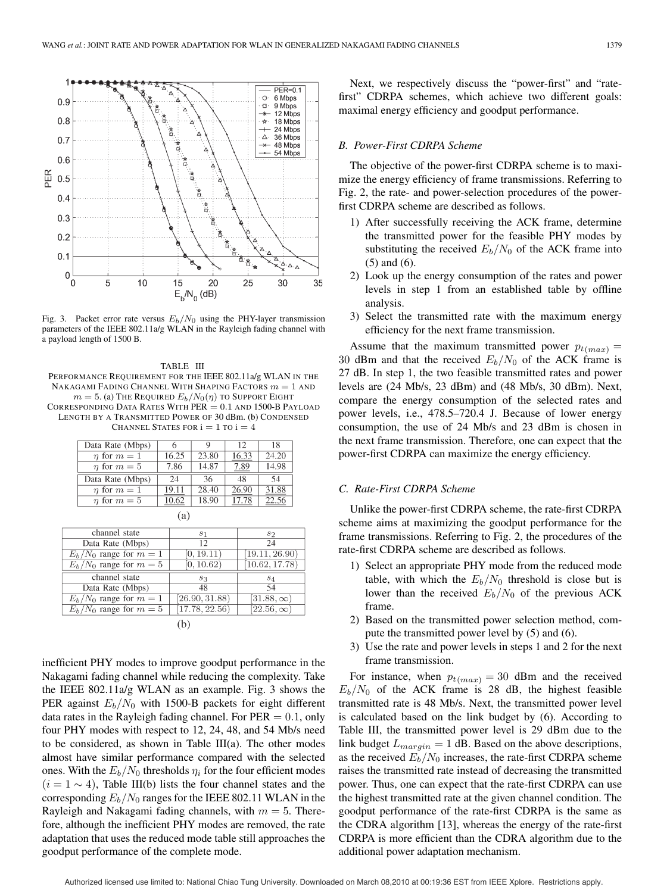Fig. 3. Packet error rate versus $E_b/N_0$ using the PHY-layer transmission parameters of the IEEE 802.11a/g WLAN in the Rayleigh fading channel with a payload length of 1500 B.

TABLE III
PERFORMANCE REQUIREMENT FOR THE IEEE 802.11a/g WLAN IN THE NAKAGAMI FADING CHANNEL WITH SHAPING FACTORS $m = 1$ AND $m = 5$. (a) THE REQUIRED $E_b/N_0(\eta)$ TO SUPPORT EIGHT CORRESPONDING DATA RATES WITH PER $= 0.1$ AND 1500-B PAYLOAD LENGTH BY A TRANSMITTED POWER OF 30 dBm. (b) CONDENSED CHANNEL STATES FOR i = 1 TO i = 4

| Data Rate (Mbps) | 6 | 9 | 12 | 18 |
|---|---|---|---|---|
| $\eta$ for $m = 1$ | 16.25 | 23.80 | 16.33 | 24.20 |
| $\eta$ for $m = 5$ | 7.86 | 14.87 | 7.89 | 14.98 |
| **Data Rate (Mbps)** | **24** | **36** | **48** | **54** |
| $\eta$ for $m = 1$ | 19.11 | 28.40 | 26.90 | 31.88 |
| $\eta$ for $m = 5$ | 10.62 | 18.90 | 17.78 | 22.56 |

(a)

| channel state | $s_1$ | $s_2$ |
|---|---|---|
| Data Rate (Mbps) | 12 | 24 |
| $E_b/N_0$ range for $m = 1$ | [0, 19.11) | [19.11, 26.90) |
| $E_b/N_0$ range for $m = 5$ | [0, 10.62) | [10.62, 17.78) |
| **channel state** | $s_3$ | $s_4$ |
| Data Rate (Mbps) | 48 | 54 |
| $E_b/N_0$ range for $m = 1$ | [26.90, 31.88) | [31.88, $\infty$) |
| $E_b/N_0$ range for $m = 5$ | [17.78, 22.56) | [22.56, $\infty$) |

(b)

inefficient PHY modes to improve goodput performance in the Nakagami fading channel while reducing the complexity. Take the IEEE 802.11a/g WLAN as an example. Fig. 3 shows the PER against $E_b/N_0$ with 1500-B packets for eight different data rates in the Rayleigh fading channel. For PER $= 0.1$, only four PHY modes with respect to 12, 24, 48, and 54 Mb/s need to be considered, as shown in Table III(a). The other modes almost have similar performance compared with the selected ones. With the $E_b/N_0$ thresholds $\eta_i$ for the four efficient modes $(i = 1 \sim 4)$, Table III(b) lists the four channel states and the corresponding $E_b/N_0$ ranges for the IEEE 802.11 WLAN in the Rayleigh and Nakagami fading channels, with $m = 5$. Therefore, although the inefficient PHY modes are removed, the rate adaptation that uses the reduced mode table still approaches the goodput performance of the complete mode.

Next, we respectively discuss the "power-first" and "rate-first" CDRPA schemes, which achieve two different goals: maximal energy efficiency and goodput performance.

### B. Power-First CDRPA Scheme

The objective of the power-first CDRPA scheme is to maximize the energy efficiency of frame transmissions. Referring to Fig. 2, the rate- and power-selection procedures of the power-first CDRPA scheme are described as follows.

1) After successfully receiving the ACK frame, determine the transmitted power for the feasible PHY modes by substituting the received $E_b/N_0$ of the ACK frame into (5) and (6).
2) Look up the energy consumption of the rates and power levels in step 1 from an established table by offline analysis.
3) Select the transmitted rate with the maximum energy efficiency for the next frame transmission.

Assume that the maximum transmitted power $p_{t(max)} = 30$ dBm and that the received $E_b/N_0$ of the ACK frame is 27 dB. In step 1, the two feasible transmitted rates and power levels are (24 Mb/s, 23 dBm) and (48 Mb/s, 30 dBm). Next, compare the energy consumption of the selected rates and power levels, i.e., 478.5–720.4 J. Because of lower energy consumption, the use of 24 Mb/s and 23 dBm is chosen in the next frame transmission. Therefore, one can expect that the power-first CDRPA can maximize the energy efficiency.

### C. Rate-First CDRPA Scheme

Unlike the power-first CDRPA scheme, the rate-first CDRPA scheme aims at maximizing the goodput performance for the frame transmissions. Referring to Fig. 2, the procedures of the rate-first CDRPA scheme are described as follows.

1) Select an appropriate PHY mode from the reduced mode table, with which the $E_b/N_0$ threshold is close but is lower than the received $E_b/N_0$ of the previous ACK frame.
2) Based on the transmitted power selection method, compute the transmitted power level by (5) and (6).
3) Use the rate and power levels in steps 1 and 2 for the next frame transmission.

For instance, when $p_{t(max)} = 30$ dBm and the received $E_b/N_0$ of the ACK frame is 28 dB, the highest feasible transmitted rate is 48 Mb/s. Next, the transmitted power level is calculated based on the link budget by (6). According to Table III, the transmitted power level is 29 dBm due to the link budget $L_{margin} = 1$ dB. Based on the above descriptions, as the received $E_b/N_0$ increases, the rate-first CDRPA scheme raises the transmitted rate instead of decreasing the transmitted power. Thus, one can expect that the rate-first CDRPA can use the highest transmitted rate at the given channel condition. The goodput performance of the rate-first CDRPA is the same as the CDRA algorithm [13], whereas the energy of the rate-first CDRPA is more efficient than the CDRA algorithm due to the additional power adaptation mechanism.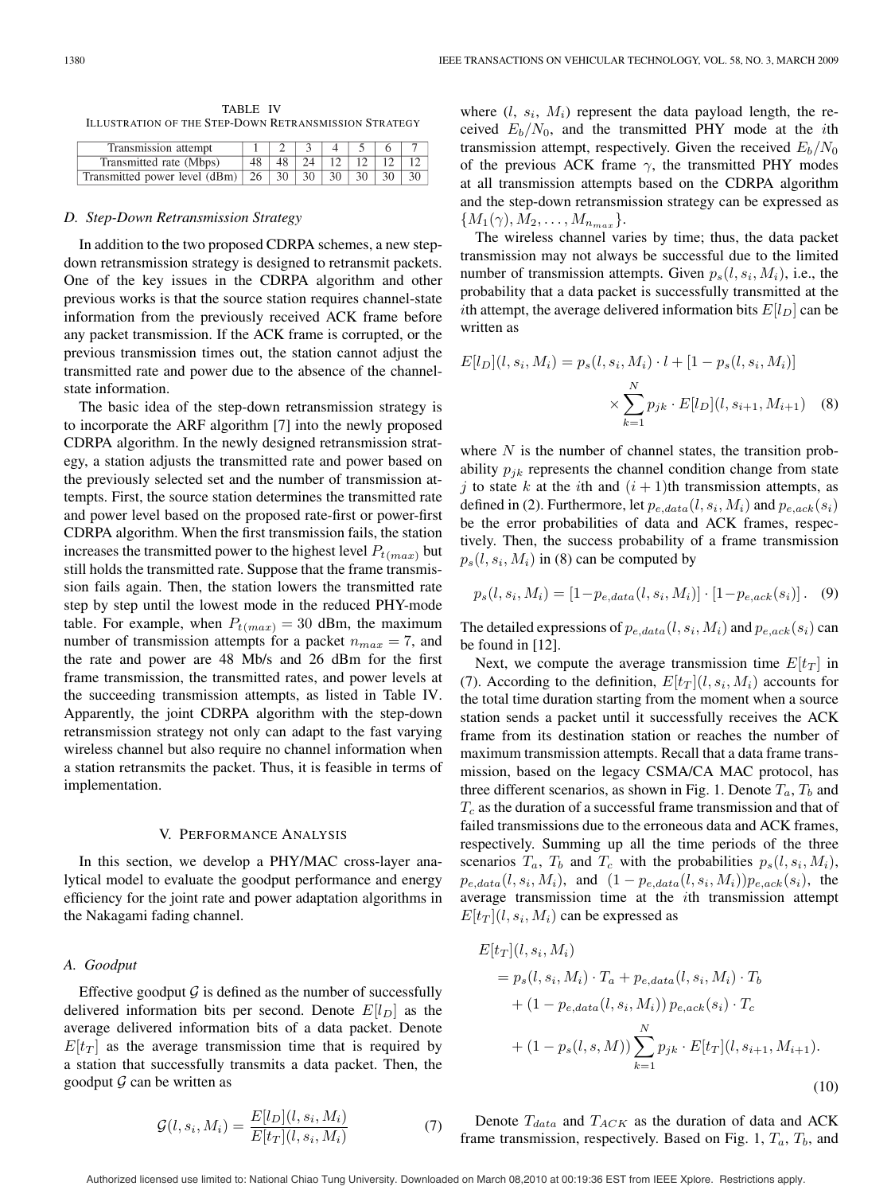TABLE IV
ILLUSTRATION OF THE STEP-DOWN RETRANSMISSION STRATEGY

| Transmission attempt | 1 | 2 | 3 | 4 | 5 | 6 | 7 |
|---|---|---|---|---|---|---|---|
| Transmitted rate (Mbps) | 48 | 48 | 24 | 12 | 12 | 12 | 12 |
| Transmitted power level (dBm) | 26 | 30 | 30 | 30 | 30 | 30 | 30 |

### D. Step-Down Retransmission Strategy

In addition to the two proposed CDRPA schemes, a new step-down retransmission strategy is designed to retransmit packets. One of the key issues in the CDRPA algorithm and other previous works is that the source station requires channel-state information from the previously received ACK frame before any packet transmission. If the ACK frame is corrupted, or the previous transmission times out, the station cannot adjust the transmitted rate and power due to the absence of the channel-state information.

The basic idea of the step-down retransmission strategy is to incorporate the ARF algorithm [7] into the newly proposed CDRPA algorithm. In the newly designed retransmission strategy, a station adjusts the transmitted rate and power based on the previously selected set and the number of transmission attempts. First, the source station determines the transmitted rate and power level based on the proposed rate-first or power-first CDRPA algorithm. When the first transmission fails, the station increases the transmitted power to the highest level $P_{t(max)}$ but still holds the transmitted rate. Suppose that the frame transmission fails again. Then, the station lowers the transmitted rate step by step until the lowest mode in the reduced PHY-mode table. For example, when $P_{t(max)} = 30$ dBm, the maximum number of transmission attempts for a packet $n_{max} = 7$, and the rate and power are 48 Mb/s and 26 dBm for the first frame transmission, the transmitted rates, and power levels at the succeeding transmission attempts, as listed in Table IV. Apparently, the joint CDRPA algorithm with the step-down retransmission strategy not only can adapt to the fast varying wireless channel but also require no channel information when a station retransmits the packet. Thus, it is feasible in terms of implementation.

## V. PERFORMANCE ANALYSIS

In this section, we develop a PHY/MAC cross-layer analytical model to evaluate the goodput performance and energy efficiency for the joint rate and power adaptation algorithms in the Nakagami fading channel.

### A. Goodput

Effective goodput $\mathcal{G}$ is defined as the number of successfully delivered information bits per second. Denote $E[l_D]$ as the average delivered information bits of a data packet. Denote $E[t_T]$ as the average transmission time that is required by a station that successfully transmits a data packet. Then, the goodput $\mathcal{G}$ can be written as

$$\mathcal{G}(l, s_i, M_i) = \frac{E[l_D](l, s_i, M_i)}{E[t_T](l, s_i, M_i)} \tag{7}$$

where $(l, s_i, M_i)$ represent the data payload length, the received $E_b/N_0$, and the transmitted PHY mode at the $i$th transmission attempt, respectively. Given the received $E_b/N_0$ of the previous ACK frame $\gamma$, the transmitted PHY modes at all transmission attempts based on the CDRPA algorithm and the step-down retransmission strategy can be expressed as $\{M_1(\gamma), M_2, \ldots, M_{n_{max}}\}$.

The wireless channel varies by time; thus, the data packet transmission may not always be successful due to the limited number of transmission attempts. Given $p_s(l, s_i, M_i)$, i.e., the probability that a data packet is successfully transmitted at the $i$th attempt, the average delivered information bits $E[l_D]$ can be written as

$$E[l_D](l, s_i, M_i) = p_s(l, s_i, M_i) \cdot l + [1 - p_s(l, s_i, M_i)] \times \sum_{k=1}^{N} p_{jk} \cdot E[l_D](l, s_{i+1}, M_{i+1}) \tag{8}$$

where $N$ is the number of channel states, the transition probability $p_{jk}$ represents the channel condition change from state $j$ to state $k$ at the $i$th and $(i+1)$th transmission attempts, as defined in (2). Furthermore, let $p_{e,data}(l, s_i, M_i)$ and $p_{e,ack}(s_i)$ be the error probabilities of data and ACK frames, respectively. Then, the success probability of a frame transmission $p_s(l, s_i, M_i)$ in (8) can be computed by

$$p_s(l, s_i, M_i) = [1 - p_{e,data}(l, s_i, M_i)] \cdot [1 - p_{e,ack}(s_i)]. \tag{9}$$

The detailed expressions of $p_{e,data}(l, s_i, M_i)$ and $p_{e,ack}(s_i)$ can be found in [12].

Next, we compute the average transmission time $E[t_T]$ in (7). According to the definition, $E[t_T](l, s_i, M_i)$ accounts for the total time duration starting from the moment when a source station sends a packet until it successfully receives the ACK frame from its destination station or reaches the number of maximum transmission attempts. Recall that a data frame transmission, based on the legacy CSMA/CA MAC protocol, has three different scenarios, as shown in Fig. 1. Denote $T_a$, $T_b$ and $T_c$ as the duration of a successful frame transmission and that of failed transmissions due to the erroneous data and ACK frames, respectively. Summing up all the time periods of the three scenarios $T_a$, $T_b$ and $T_c$ with the probabilities $p_s(l, s_i, M_i)$, $p_{e,data}(l, s_i, M_i)$, and $(1 - p_{e,data}(l, s_i, M_i))p_{e,ack}(s_i)$, the average transmission time at the $i$th transmission attempt $E[t_T](l, s_i, M_i)$ can be expressed as

$$\begin{aligned} E[t_T](l, s_i, M_i) &= p_s(l, s_i, M_i) \cdot T_a + p_{e,data}(l, s_i, M_i) \cdot T_b \\ &\quad + (1 - p_{e,data}(l, s_i, M_i))\, p_{e,ack}(s_i) \cdot T_c \\ &\quad + (1 - p_s(l, s, M)) \sum_{k=1}^{N} p_{jk} \cdot E[t_T](l, s_{i+1}, M_{i+1}). \end{aligned} \tag{10}$$

Denote $T_{data}$ and $T_{ACK}$ as the duration of data and ACK frame transmission, respectively. Based on Fig. 1, $T_a$, $T_b$, and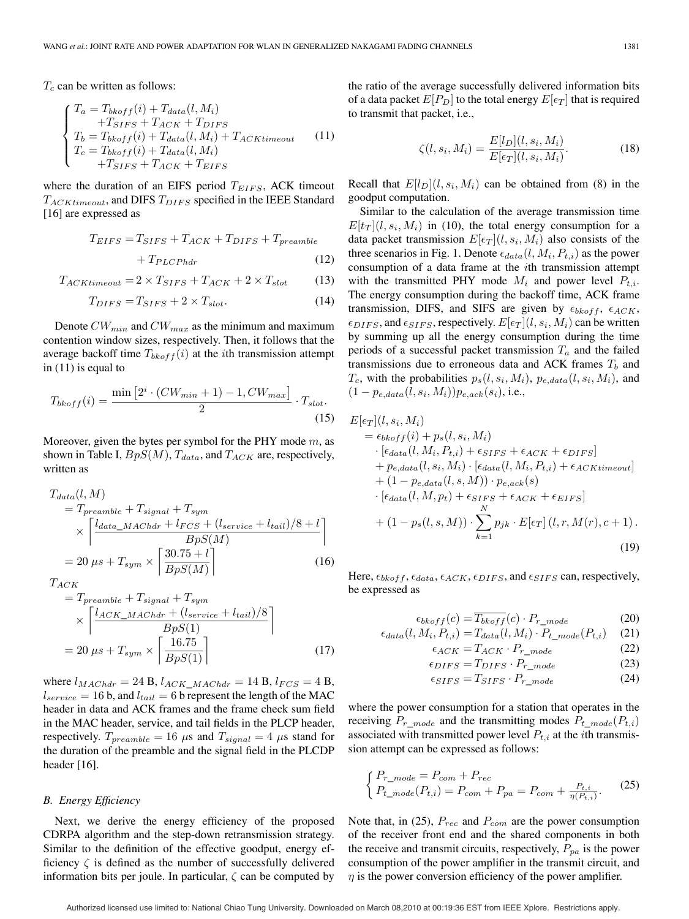$T_c$ can be written as follows:

$$\begin{cases} T_a = T_{bkoff}(i) + T_{data}(l, M_i) \\ \quad +T_{SIFS} + T_{ACK} + T_{DIFS} \\ T_b = T_{bkoff}(i) + T_{data}(l, M_i) + T_{ACKtimeout} \\ T_c = T_{bkoff}(i) + T_{data}(l, M_i) \\ \quad +T_{SIFS} + T_{ACK} + T_{EIFS} \end{cases} \tag{11}$$

where the duration of an EIFS period $T_{EIFS}$, ACK timeout $T_{ACKtimeout}$, and DIFS $T_{DIFS}$ specified in the IEEE Standard [16] are expressed as

$$T_{EIFS} = T_{SIFS} + T_{ACK} + T_{DIFS} + T_{preamble} + T_{PLCPhdr} \tag{12}$$

$$T_{ACKtimeout} = 2 \times T_{SIFS} + T_{ACK} + 2 \times T_{slot} \tag{13}$$

$$T_{DIFS} = T_{SIFS} + 2 \times T_{slot}. \tag{14}$$

Denote $CW_{min}$ and $CW_{max}$ as the minimum and maximum contention window sizes, respectively. Then, it follows that the average backoff time $T_{bkoff}(i)$ at the $i$th transmission attempt in (11) is equal to

$$T_{bkoff}(i) = \frac{\min\left[2^i \cdot (CW_{min} + 1) - 1, CW_{max}\right]}{2} \cdot T_{slot}. \tag{15}$$

Moreover, given the bytes per symbol for the PHY mode $m$, as shown in Table I, $BpS(M)$, $T_{data}$, and $T_{ACK}$ are, respectively, written as

$$\begin{aligned} T_{data}(l, M) &= T_{preamble} + T_{signal} + T_{sym} \\ &\quad \times \left\lceil \frac{l_{data\_MAChdr} + l_{FCS} + (l_{service} + l_{tail})/8 + l}{BpS(M)} \right\rceil \\ &= 20\ \mu s + T_{sym} \times \left\lceil \frac{30.75 + l}{BpS(M)} \right\rceil \end{aligned} \tag{16}$$

$$\begin{aligned} T_{ACK} &= T_{preamble} + T_{signal} + T_{sym} \\ &\quad \times \left\lceil \frac{l_{ACK\_MAChdr} + (l_{service} + l_{tail})/8}{BpS(1)} \right\rceil \\ &= 20\ \mu s + T_{sym} \times \left\lceil \frac{16.75}{BpS(1)} \right\rceil \end{aligned} \tag{17}$$

where $l_{MAChdr} = 24$ B, $l_{ACK\_MAChdr} = 14$ B, $l_{FCS} = 4$ B, $l_{service} = 16$ b, and $l_{tail} = 6$ b represent the length of the MAC header in data and ACK frames and the frame check sum field in the MAC header, service, and tail fields in the PLCP header, respectively. $T_{preamble} = 16\ \mu$s and $T_{signal} = 4\ \mu$s stand for the duration of the preamble and the signal field in the PLCDP header [16].

### B. Energy Efficiency

Next, we derive the energy efficiency of the proposed CDRPA algorithm and the step-down retransmission strategy. Similar to the definition of the effective goodput, energy efficiency $\zeta$ is defined as the number of successfully delivered information bits per joule. In particular, $\zeta$ can be computed by the ratio of the average successfully delivered information bits of a data packet $E[P_D]$ to the total energy $E[\epsilon_T]$ that is required to transmit that packet, i.e.,

$$\zeta(l, s_i, M_i) = \frac{E[l_D](l, s_i, M_i)}{E[\epsilon_T](l, s_i, M_i)}. \tag{18}$$

Recall that $E[l_D](l, s_i, M_i)$ can be obtained from (8) in the goodput computation.

Similar to the calculation of the average transmission time $E[t_T](l, s_i, M_i)$ in (10), the total energy consumption for a data packet transmission $E[\epsilon_T](l, s_i, M_i)$ also consists of the three scenarios in Fig. 1. Denote $\epsilon_{data}(l, M_i, P_{t,i})$ as the power consumption of a data frame at the $i$th transmission attempt with the transmitted PHY mode $M_i$ and power level $P_{t,i}$. The energy consumption during the backoff time, ACK frame transmission, DIFS, and SIFS are given by $\epsilon_{bkoff}$, $\epsilon_{ACK}$, $\epsilon_{DIFS}$, and $\epsilon_{SIFS}$, respectively. $E[\epsilon_T](l, s_i, M_i)$ can be written by summing up all the energy consumption during the time periods of a successful packet transmission $T_a$ and the failed transmissions due to erroneous data and ACK frames $T_b$ and $T_c$, with the probabilities $p_s(l, s_i, M_i)$, $p_{e,data}(l, s_i, M_i)$, and $(1 - p_{e,data}(l, s_i, M_i))p_{e,ack}(s_i)$, i.e.,

$$\begin{aligned} &E[\epsilon_T](l, s_i, M_i) \\ &= \epsilon_{bkoff}(i) + p_s(l, s_i, M_i) \\ &\quad \cdot \left[\epsilon_{data}(l, M_i, P_{t,i}) + \epsilon_{SIFS} + \epsilon_{ACK} + \epsilon_{DIFS}\right] \\ &\quad + p_{e,data}(l, s_i, M_i) \cdot \left[\epsilon_{data}(l, M_i, P_{t,i}) + \epsilon_{ACKtimeout}\right] \\ &\quad + (1 - p_{e,data}(l, s, M)) \cdot p_{e,ack}(s) \\ &\quad \cdot \left[\epsilon_{data}(l, M, p_t) + \epsilon_{SIFS} + \epsilon_{ACK} + \epsilon_{EIFS}\right] \\ &\quad + (1 - p_s(l, s, M)) \cdot \sum_{k=1}^{N} p_{jk} \cdot E[\epsilon_T]\left(l, r, M(r), c+1\right). \end{aligned} \tag{19}$$

Here, $\epsilon_{bkoff}$, $\epsilon_{data}$, $\epsilon_{ACK}$, $\epsilon_{DIFS}$, and $\epsilon_{SIFS}$ can, respectively, be expressed as

$$\epsilon_{bkoff}(c) = \overline{T_{bkoff}}(c) \cdot P_{r\_mode} \tag{20}$$

$$\epsilon_{data}(l, M_i, P_{t,i}) = T_{data}(l, M_i) \cdot P_{t\_mode}(P_{t,i}) \tag{21}$$

$$\epsilon_{ACK} = T_{ACK} \cdot P_{r\_mode} \tag{22}$$

$$\epsilon_{DIFS} = T_{DIFS} \cdot P_{r\_mode} \tag{23}$$

$$\epsilon_{SIFS} = T_{SIFS} \cdot P_{r\_mode} \tag{24}$$

where the power consumption for a station that operates in the receiving $P_{r\_mode}$ and the transmitting modes $P_{t\_mode}(P_{t,i})$ associated with transmitted power level $P_{t,i}$ at the $i$th transmission attempt can be expressed as follows:

$$\begin{cases} P_{r\_mode} = P_{com} + P_{rec} \\ P_{t\_mode}(P_{t,i}) = P_{com} + P_{pa} = P_{com} + \frac{P_{t,i}}{\eta(P_{t,i})}. \end{cases} \tag{25}$$

Note that, in (25), $P_{rec}$ and $P_{com}$ are the power consumption of the receiver front end and the shared components in both the receive and transmit circuits, respectively, $P_{pa}$ is the power consumption of the power amplifier in the transmit circuit, and $\eta$ is the power conversion efficiency of the power amplifier.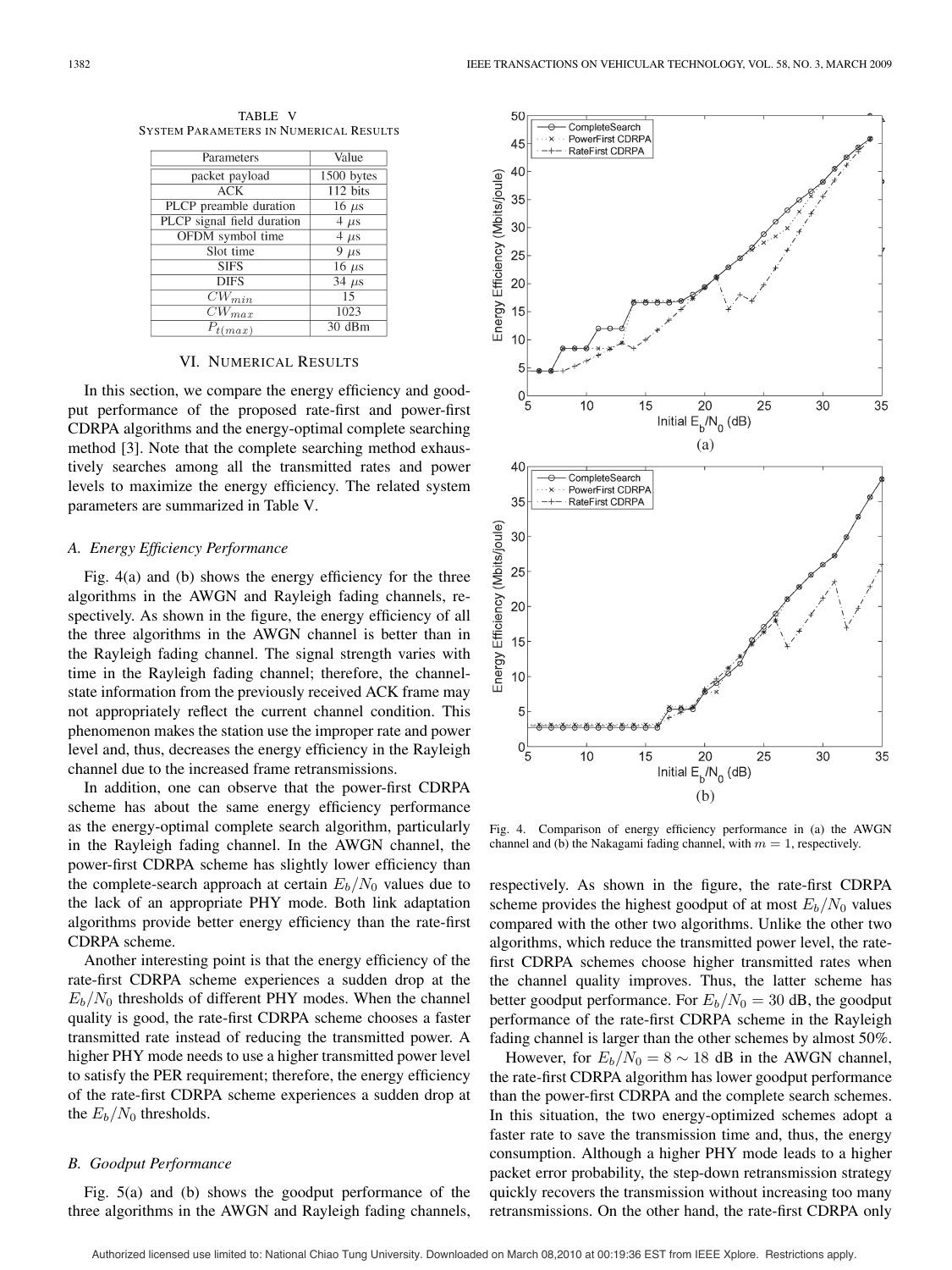TABLE V
SYSTEM PARAMETERS IN NUMERICAL RESULTS

| Parameters | Value |
|---|---|
| packet payload | 1500 bytes |
| ACK | 112 bits |
| PLCP preamble duration | 16 $\mu s$ |
| PLCP signal field duration | 4 $\mu s$ |
| OFDM symbol time | 4 $\mu s$ |
| Slot time | 9 $\mu s$ |
| SIFS | 16 $\mu s$ |
| DIFS | 34 $\mu s$ |
| $CW_{min}$ | 15 |
| $CW_{max}$ | 1023 |
| $P_{t(max)}$ | 30 dBm |

## VI. NUMERICAL RESULTS

In this section, we compare the energy efficiency and goodput performance of the proposed rate-first and power-first CDRPA algorithms and the energy-optimal complete searching method [3]. Note that the complete searching method exhaustively searches among all the transmitted rates and power levels to maximize the energy efficiency. The related system parameters are summarized in Table V.

### A. Energy Efficiency Performance

Fig. 4(a) and (b) shows the energy efficiency for the three algorithms in the AWGN and Rayleigh fading channels, respectively. As shown in the figure, the energy efficiency of all the three algorithms in the AWGN channel is better than in the Rayleigh fading channel. The signal strength varies with time in the Rayleigh fading channel; therefore, the channel-state information from the previously received ACK frame may not appropriately reflect the current channel condition. This phenomenon makes the station use the improper rate and power level and, thus, decreases the energy efficiency in the Rayleigh channel due to the increased frame retransmissions.

In addition, one can observe that the power-first CDRPA scheme has about the same energy efficiency performance as the energy-optimal complete search algorithm, particularly in the Rayleigh fading channel. In the AWGN channel, the power-first CDRPA scheme has slightly lower efficiency than the complete-search approach at certain $E_b/N_0$ values due to the lack of an appropriate PHY mode. Both link adaptation algorithms provide better energy efficiency than the rate-first CDRPA scheme.

Another interesting point is that the energy efficiency of the rate-first CDRPA scheme experiences a sudden drop at the $E_b/N_0$ thresholds of different PHY modes. When the channel quality is good, the rate-first CDRPA scheme chooses a faster transmitted rate instead of reducing the transmitted power. A higher PHY mode needs to use a higher transmitted power level to satisfy the PER requirement; therefore, the energy efficiency of the rate-first CDRPA scheme experiences a sudden drop at the $E_b/N_0$ thresholds.

### B. Goodput Performance

Fig. 5(a) and (b) shows the goodput performance of the three algorithms in the AWGN and Rayleigh fading channels, respectively. As shown in the figure, the rate-first CDRPA scheme provides the highest goodput of at most $E_b/N_0$ values compared with the other two algorithms. Unlike the other two algorithms, which reduce the transmitted power level, the rate-first CDRPA schemes choose higher transmitted rates when the channel quality improves. Thus, the latter scheme has better goodput performance. For $E_b/N_0 = 30$ dB, the goodput performance of the rate-first CDRPA scheme in the Rayleigh fading channel is larger than the other schemes by almost 50%.

However, for $E_b/N_0 = 8 \sim 18$ dB in the AWGN channel, the rate-first CDRPA algorithm has lower goodput performance than the power-first CDRPA and the complete search schemes. In this situation, the two energy-optimized schemes adopt a faster rate to save the transmission time and, thus, the energy consumption. Although a higher PHY mode leads to a higher packet error probability, the step-down retransmission strategy quickly recovers the transmission without increasing too many retransmissions. On the other hand, the rate-first CDRPA only

Fig. 4. Comparison of energy efficiency performance in (a) the AWGN channel and (b) the Nakagami fading channel, with $m = 1$, respectively.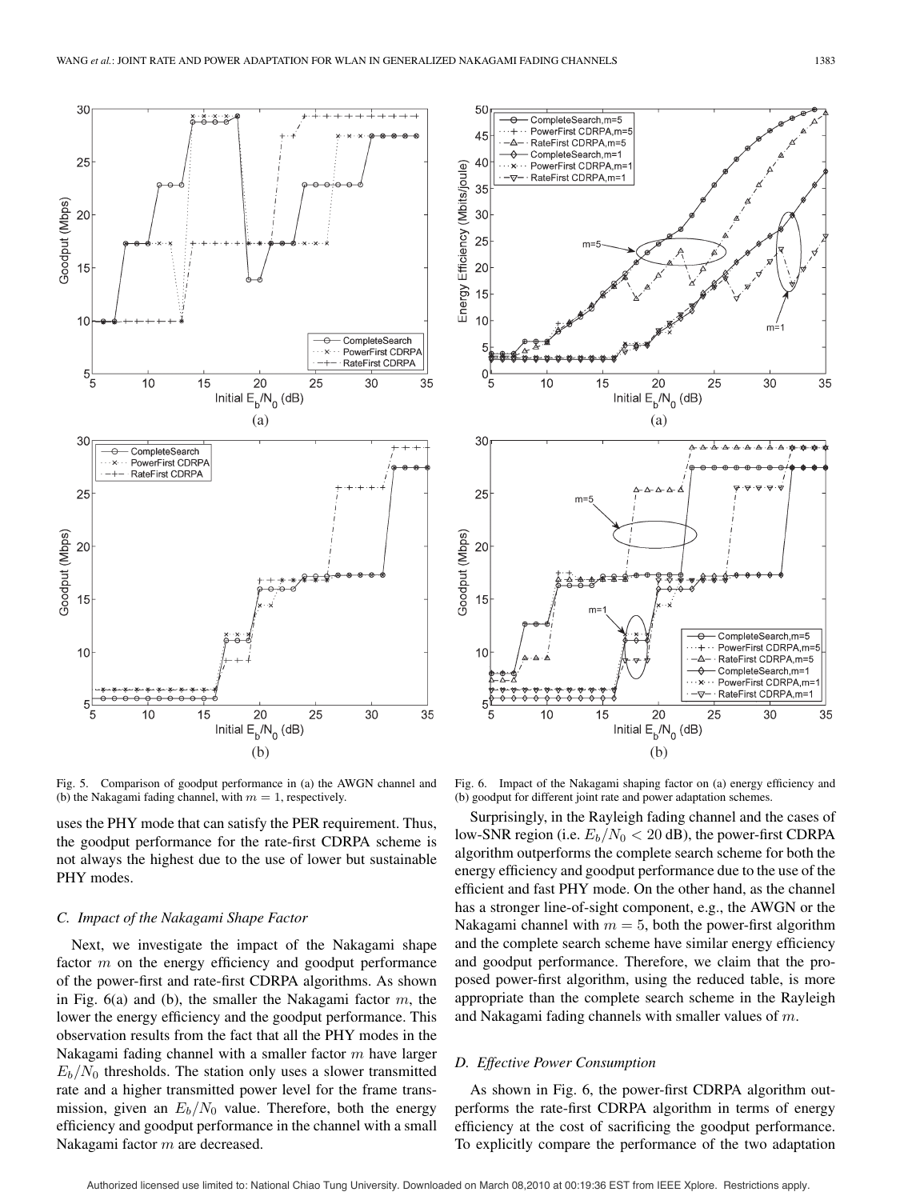Fig. 5. Comparison of goodput performance in (a) the AWGN channel and (b) the Nakagami fading channel, with $m = 1$, respectively.

Fig. 6. Impact of the Nakagami shaping factor on (a) energy efficiency and (b) goodput for different joint rate and power adaptation schemes.

uses the PHY mode that can satisfy the PER requirement. Thus, the goodput performance for the rate-first CDRPA scheme is not always the highest due to the use of lower but sustainable PHY modes.

### C. Impact of the Nakagami Shape Factor

Next, we investigate the impact of the Nakagami shape factor $m$ on the energy efficiency and goodput performance of the power-first and rate-first CDRPA algorithms. As shown in Fig. 6(a) and (b), the smaller the Nakagami factor $m$, the lower the energy efficiency and the goodput performance. This observation results from the fact that all the PHY modes in the Nakagami fading channel with a smaller factor $m$ have larger $E_b/N_0$ thresholds. The station only uses a slower transmitted rate and a higher transmitted power level for the frame transmission, given an $E_b/N_0$ value. Therefore, both the energy efficiency and goodput performance in the channel with a small Nakagami factor $m$ are decreased.

Surprisingly, in the Rayleigh fading channel and the cases of low-SNR region (i.e. $E_b/N_0 < 20$ dB), the power-first CDRPA algorithm outperforms the complete search scheme for both the energy efficiency and goodput performance due to the use of the efficient and fast PHY mode. On the other hand, as the channel has a stronger line-of-sight component, e.g., the AWGN or the Nakagami channel with $m = 5$, both the power-first algorithm and the complete search scheme have similar energy efficiency and goodput performance. Therefore, we claim that the proposed power-first algorithm, using the reduced table, is more appropriate than the complete search scheme in the Rayleigh and Nakagami fading channels with smaller values of $m$.

### D. Effective Power Consumption

As shown in Fig. 6, the power-first CDRPA algorithm outperforms the rate-first CDRPA algorithm in terms of energy efficiency at the cost of sacrificing the goodput performance. To explicitly compare the performance of the two adaptation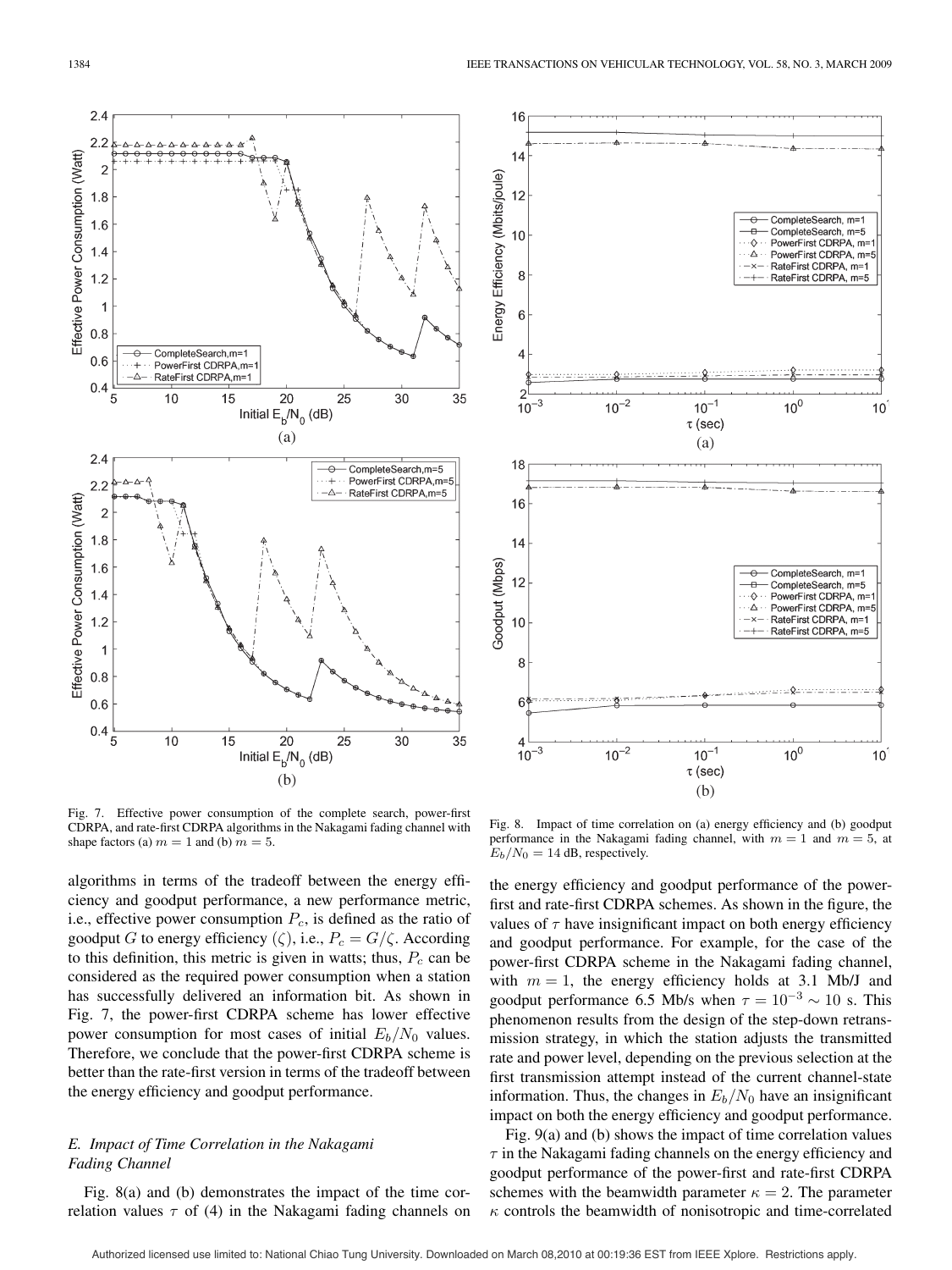Fig. 7. Effective power consumption of the complete search, power-first CDRPA, and rate-first CDRPA algorithms in the Nakagami fading channel with shape factors (a) $m = 1$ and (b) $m = 5$.

Fig. 8. Impact of time correlation on (a) energy efficiency and (b) goodput performance in the Nakagami fading channel, with $m = 1$ and $m = 5$, at $E_b/N_0 = 14$ dB, respectively.

algorithms in terms of the tradeoff between the energy efficiency and goodput performance, a new performance metric, i.e., effective power consumption $P_c$, is defined as the ratio of goodput $G$ to energy efficiency ($\zeta$), i.e., $P_c = G/\zeta$. According to this definition, this metric is given in watts; thus, $P_c$ can be considered as the required power consumption when a station has successfully delivered an information bit. As shown in Fig. 7, the power-first CDRPA scheme has lower effective power consumption for most cases of initial $E_b/N_0$ values. Therefore, we conclude that the power-first CDRPA scheme is better than the rate-first version in terms of the tradeoff between the energy efficiency and goodput performance.

### *E. Impact of Time Correlation in the Nakagami Fading Channel*

Fig. 8(a) and (b) demonstrates the impact of the time correlation values $\tau$ of (4) in the Nakagami fading channels on the energy efficiency and goodput performance of the power-first and rate-first CDRPA schemes. As shown in the figure, the values of $\tau$ have insignificant impact on both energy efficiency and goodput performance. For example, for the case of the power-first CDRPA scheme in the Nakagami fading channel, with $m = 1$, the energy efficiency holds at 3.1 Mb/J and goodput performance 6.5 Mb/s when $\tau = 10^{-3} \sim 10$ s. This phenomenon results from the design of the step-down retransmission strategy, in which the station adjusts the transmitted rate and power level, depending on the previous selection at the first transmission attempt instead of the current channel-state information. Thus, the changes in $E_b/N_0$ have an insignificant impact on both the energy efficiency and goodput performance.

Fig. 9(a) and (b) shows the impact of time correlation values $\tau$ in the Nakagami fading channels on the energy efficiency and goodput performance of the power-first and rate-first CDRPA schemes with the beamwidth parameter $\kappa = 2$. The parameter $\kappa$ controls the beamwidth of nonisotropic and time-correlated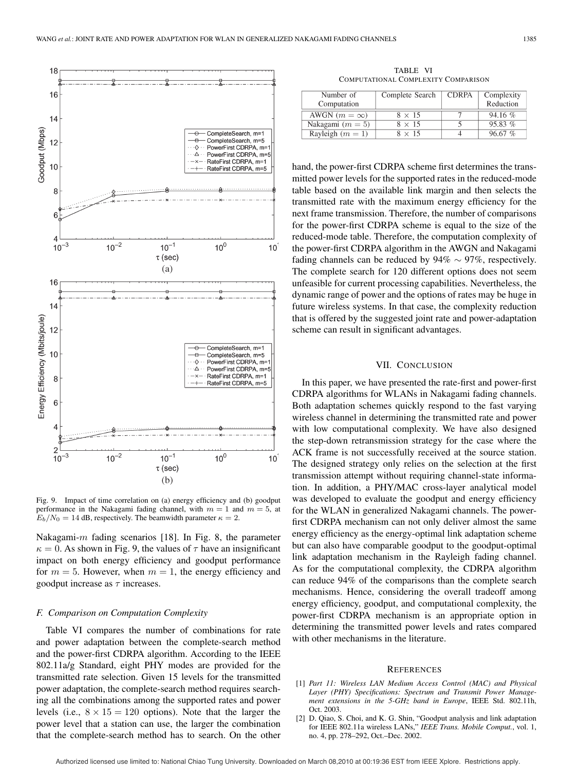Fig. 9. Impact of time correlation on (a) energy efficiency and (b) goodput performance in the Nakagami fading channel, with $m = 1$ and $m = 5$, at $E_b/N_0 = 14$ dB, respectively. The beamwidth parameter $\kappa = 2$.

Nakagami-$m$ fading scenarios [18]. In Fig. 8, the parameter $\kappa = 0$. As shown in Fig. 9, the values of $\tau$ have an insignificant impact on both energy efficiency and goodput performance for $m = 5$. However, when $m = 1$, the energy efficiency and goodput increase as $\tau$ increases.

### F. Comparison on Computation Complexity

Table VI compares the number of combinations for rate and power adaptation between the complete-search method and the power-first CDRPA algorithm. According to the IEEE 802.11a/g Standard, eight PHY modes are provided for the transmitted rate selection. Given 15 levels for the transmitted power adaptation, the complete-search method requires searching all the combinations among the supported rates and power levels (i.e., $8 \times 15 = 120$ options). Note that the larger the power level that a station can use, the larger the combination that the complete-search method has to search. On the other hand, the power-first CDRPA scheme first determines the transmitted power levels for the supported rates in the reduced-mode table based on the available link margin and then selects the transmitted rate with the maximum energy efficiency for the next frame transmission. Therefore, the number of comparisons for the power-first CDRPA scheme is equal to the size of the reduced-mode table. Therefore, the computation complexity of the power-first CDRPA algorithm in the AWGN and Nakagami fading channels can be reduced by 94% $\sim$ 97%, respectively. The complete search for 120 different options does not seem unfeasible for current processing capabilities. Nevertheless, the dynamic range of power and the options of rates may be huge in future wireless systems. In that case, the complexity reduction that is offered by the suggested joint rate and power-adaptation scheme can result in significant advantages.

TABLE VI
COMPUTATIONAL COMPLEXITY COMPARISON

| Number of Computation | Complete Search | CDRPA | Complexity Reduction |
|---|---|---|---|
| AWGN ($m = \infty$) | $8 \times 15$ | 7 | 94.16 % |
| Nakagami ($m = 5$) | $8 \times 15$ | 5 | 95.83 % |
| Rayleigh ($m = 1$) | $8 \times 15$ | 4 | 96.67 % |

## VII. Conclusion

In this paper, we have presented the rate-first and power-first CDRPA algorithms for WLANs in Nakagami fading channels. Both adaptation schemes quickly respond to the fast varying wireless channel in determining the transmitted rate and power with low computational complexity. We have also designed the step-down retransmission strategy for the case where the ACK frame is not successfully received at the source station. The designed strategy only relies on the selection at the first transmission attempt without requiring channel-state information. In addition, a PHY/MAC cross-layer analytical model was developed to evaluate the goodput and energy efficiency for the WLAN in generalized Nakagami channels. The power-first CDRPA mechanism can not only deliver almost the same energy efficiency as the energy-optimal link adaptation scheme but can also have comparable goodput to the goodput-optimal link adaptation mechanism in the Rayleigh fading channel. As for the computational complexity, the CDRPA algorithm can reduce 94% of the comparisons than the complete search mechanisms. Hence, considering the overall tradeoff among energy efficiency, goodput, and computational complexity, the power-first CDRPA mechanism is an appropriate option in determining the transmitted power levels and rates compared with other mechanisms in the literature.

## References

[1] *Part 11: Wireless LAN Medium Access Control (MAC) and Physical Layer (PHY) Specifications: Spectrum and Transmit Power Management extensions in the 5-GHz band in Europe*, IEEE Std. 802.11h, Oct. 2003.

[2] D. Qiao, S. Choi, and K. G. Shin, "Goodput analysis and link adaptation for IEEE 802.11a wireless LANs," *IEEE Trans. Mobile Comput.*, vol. 1, no. 4, pp. 278–292, Oct.–Dec. 2002.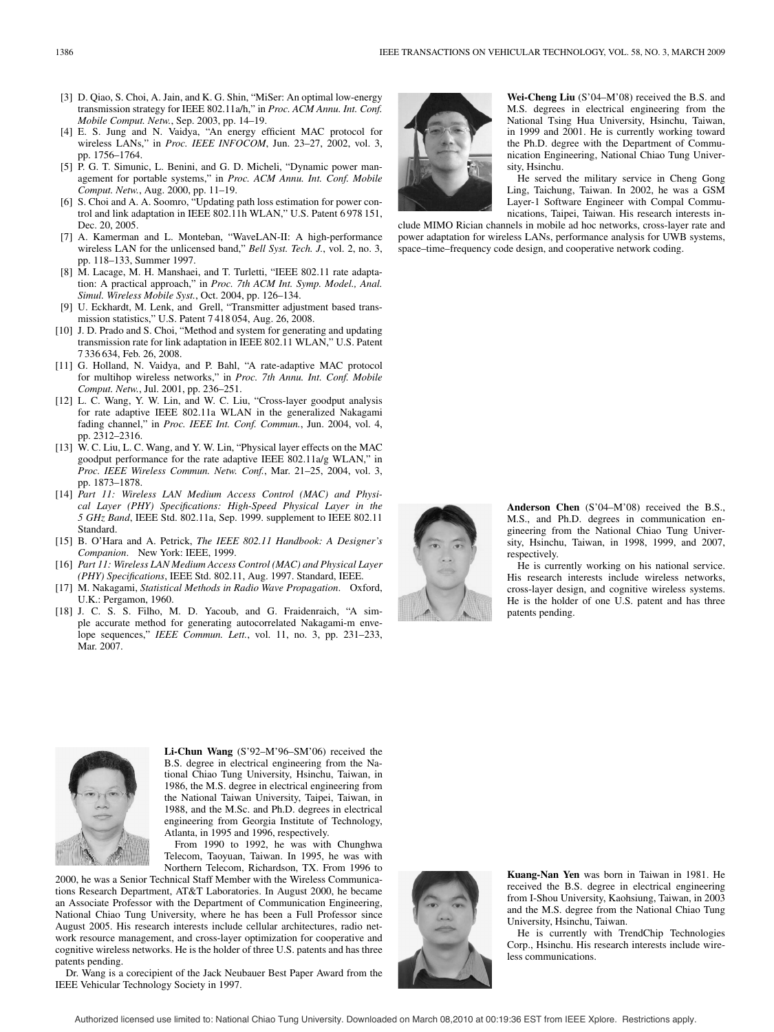[3] D. Qiao, S. Choi, A. Jain, and K. G. Shin, "MiSer: An optimal low-energy transmission strategy for IEEE 802.11a/h," in *Proc. ACM Annu. Int. Conf. Mobile Comput. Netw.*, Sep. 2003, pp. 14–19.

[4] E. S. Jung and N. Vaidya, "An energy efficient MAC protocol for wireless LANs," in *Proc. IEEE INFOCOM*, Jun. 23–27, 2002, vol. 3, pp. 1756–1764.

[5] P. G. T. Simunic, L. Benini, and G. D. Micheli, "Dynamic power management for portable systems," in *Proc. ACM Annu. Int. Conf. Mobile Comput. Netw.*, Aug. 2000, pp. 11–19.

[6] S. Choi and A. A. Soomro, "Updating path loss estimation for power control and link adaptation in IEEE 802.11h WLAN," U.S. Patent 6 978 151, Dec. 20, 2005.

[7] A. Kamerman and L. Monteban, "WaveLAN-II: A high-performance wireless LAN for the unlicensed band," *Bell Syst. Tech. J.*, vol. 2, no. 3, pp. 118–133, Summer 1997.

[8] M. Lacage, M. H. Manshaei, and T. Turletti, "IEEE 802.11 rate adaptation: A practical approach," in *Proc. 7th ACM Int. Symp. Model., Anal. Simul. Wireless Mobile Syst.*, Oct. 2004, pp. 126–134.

[9] U. Eckhardt, M. Lenk, and Grell, "Transmitter adjustment based transmission statistics," U.S. Patent 7 418 054, Aug. 26, 2008.

[10] J. D. Prado and S. Choi, "Method and system for generating and updating transmission rate for link adaptation in IEEE 802.11 WLAN," U.S. Patent 7 336 634, Feb. 26, 2008.

[11] G. Holland, N. Vaidya, and P. Bahl, "A rate-adaptive MAC protocol for multihop wireless networks," in *Proc. 7th Annu. Int. Conf. Mobile Comput. Netw.*, Jul. 2001, pp. 236–251.

[12] L. C. Wang, Y. W. Lin, and W. C. Liu, "Cross-layer goodput analysis for rate adaptive IEEE 802.11a WLAN in the generalized Nakagami fading channel," in *Proc. IEEE Int. Conf. Commun.*, Jun. 2004, vol. 4, pp. 2312–2316.

[13] W. C. Liu, L. C. Wang, and Y. W. Lin, "Physical layer effects on the MAC goodput performance for the rate adaptive IEEE 802.11a/g WLAN," in *Proc. IEEE Wireless Commun. Netw. Conf.*, Mar. 21–25, 2004, vol. 3, pp. 1873–1878.

[14] *Part 11: Wireless LAN Medium Access Control (MAC) and Physical Layer (PHY) Specifications: High-Speed Physical Layer in the 5 GHz Band*, IEEE Std. 802.11a, Sep. 1999. supplement to IEEE 802.11 Standard.

[15] B. O'Hara and A. Petrick, *The IEEE 802.11 Handbook: A Designer's Companion*. New York: IEEE, 1999.

[16] *Part 11: Wireless LAN Medium Access Control (MAC) and Physical Layer (PHY) Specifications*, IEEE Std. 802.11, Aug. 1997. Standard, IEEE.

[17] M. Nakagami, *Statistical Methods in Radio Wave Propagation*. Oxford, U.K.: Pergamon, 1960.

[18] J. C. S. S. Filho, M. D. Yacoub, and G. Fraidenraich, "A simple accurate method for generating autocorrelated Nakagami-m envelope sequences," *IEEE Commun. Lett.*, vol. 11, no. 3, pp. 231–233, Mar. 2007.

**Wei-Cheng Liu** (S'04–M'08) received the B.S. and M.S. degrees in electrical engineering from the National Tsing Hua University, Hsinchu, Taiwan, in 1999 and 2001. He is currently working toward the Ph.D. degree with the Department of Communication Engineering, National Chiao Tung University, Hsinchu.

He served the military service in Cheng Gong Ling, Taichung, Taiwan. In 2002, he was a GSM Layer-1 Software Engineer with Compal Communications, Taipei, Taiwan. His research interests include MIMO Rician channels in mobile ad hoc networks, cross-layer rate and power adaptation for wireless LANs, performance analysis for UWB systems, space–time–frequency code design, and cooperative network coding.

**Anderson Chen** (S'04–M'08) received the B.S., M.S., and Ph.D. degrees in communication engineering from the National Chiao Tung University, Hsinchu, Taiwan, in 1998, 1999, and 2007, respectively.

He is currently working on his national service. His research interests include wireless networks, cross-layer design, and cognitive wireless systems. He is the holder of one U.S. patent and has three patents pending.

**Li-Chun Wang** (S'92–M'96–SM'06) received the B.S. degree in electrical engineering from the National Chiao Tung University, Hsinchu, Taiwan, in 1986, the M.S. degree in electrical engineering from the National Taiwan University, Taipei, Taiwan, in 1988, and the M.Sc. and Ph.D. degrees in electrical engineering from Georgia Institute of Technology, Atlanta, in 1995 and 1996, respectively.

From 1990 to 1992, he was with Chunghwa Telecom, Taoyuan, Taiwan. In 1995, he was with Northern Telecom, Richardson, TX. From 1996 to 2000, he was a Senior Technical Staff Member with the Wireless Communications Research Department, AT&T Laboratories. In August 2000, he became an Associate Professor with the Department of Communication Engineering, National Chiao Tung University, where he has been a Full Professor since August 2005. His research interests include cellular architectures, radio network resource management, and cross-layer optimization for cooperative and cognitive wireless networks. He is the holder of three U.S. patents and has three patents pending.

Dr. Wang is a corecipient of the Jack Neubauer Best Paper Award from the IEEE Vehicular Technology Society in 1997.

**Kuang-Nan Yen** was born in Taiwan in 1981. He received the B.S. degree in electrical engineering from I-Shou University, Kaohsiung, Taiwan, in 2003 and the M.S. degree from the National Chiao Tung University, Hsinchu, Taiwan.

He is currently with TrendChip Technologies Corp., Hsinchu. His research interests include wireless communications.